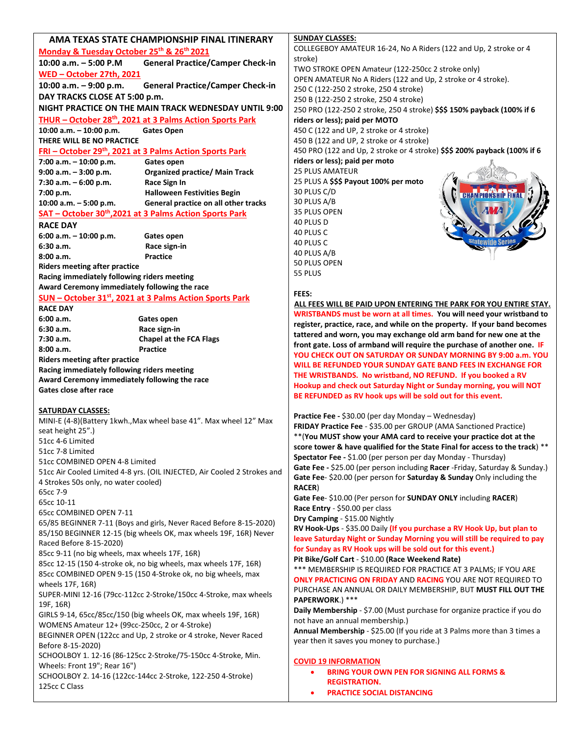# AMA TEXAS STATE CHAMPIONSHIP FINAL ITINERARY

**Monday & Tuesday October 25th & 26th 2021**

**10:00 a.m. – 5:00 P.M General Practice/Camper Check-in**

**WED – October 27th, 2021**

**10:00 a.m. – 9:00 p.m. General Practice/Camper Check-in**

**DAY TRACKS CLOSE AT 5:00 p.m.**

**NIGHT PRACTICE ON THE MAIN TRACK WEDNESDAY UNTIL 9:00**

**THUR – October 28th, 2021 at 3 Palms Action Sports Park**

**10:00 a.m. – 10:00 p.m. Gates Open**

**THERE WILL BE NO PRACTICE**

**FRI – October 29th, 2021 at 3 Palms Action Sports Park**

| | |
|---|---|
| **7:00 a.m. – 10:00 p.m.** | **Gates open** |
| **9:00 a.m. – 3:00 p.m.** | **Organized practice/ Main Track** |
| **7:30 a.m. – 6:00 p.m.** | **Race Sign In** |
| **7:00 p.m.** | **Halloween Festivities Begin** |
| **10:00 a.m. – 5:00 p.m.** | **General practice on all other tracks** |

**SAT – October 30th, 2021 at 3 Palms Action Sports Park**

**RACE DAY**

| | |
|---|---|
| **6:00 a.m. – 10:00 p.m.** | **Gates open** |
| **6:30 a.m.** | **Race sign-in** |
| **8:00 a.m.** | **Practice** |

**Riders meeting after practice**

**Racing immediately following riders meeting**

**Award Ceremony immediately following the race**

**SUN – October 31st, 2021 at 3 Palms Action Sports Park**

**RACE DAY**

| | |
|---|---|
| **6:00 a.m.** | **Gates open** |
| **6:30 a.m.** | **Race sign-in** |
| **7:30 a.m.** | **Chapel at the FCA Flags** |
| **8:00 a.m.** | **Practice** |

**Riders meeting after practice**

**Racing immediately following riders meeting**

**Award Ceremony immediately following the race**

**Gates close after race**

## SATURDAY CLASSES:

MINI-E (4-8)(Battery 1kwh.,Max wheel base 41". Max wheel 12" Max seat height 25".)
51cc 4-6 Limited
51cc 7-8 Limited
51cc COMBINED OPEN 4-8 Limited
51cc Air Cooled Limited 4-8 yrs. (OIL INJECTED, Air Cooled 2 Strokes and 4 Strokes 50s only, no water cooled)
65cc 7-9
65cc 10-11
65cc COMBINED OPEN 7-11
65/85 BEGINNER 7-11 (Boys and girls, Never Raced Before 8-15-2020)
85/150 BEGINNER 12-15 (big wheels OK, max wheels 19F, 16R) Never Raced Before 8-15-2020)
85cc 9-11 (no big wheels, max wheels 17F, 16R)
85cc 12-15 (150 4-stroke ok, no big wheels, max wheels 17F, 16R)
85cc COMBINED OPEN 9-15 (150 4-Stroke ok, no big wheels, max wheels 17F, 16R)
SUPER-MINI 12-16 (79cc-112cc 2-Stroke/150cc 4-Stroke, max wheels 19F, 16R)
GIRLS 9-14, 65cc/85cc/150 (big wheels OK, max wheels 19F, 16R)
WOMENS Amateur 12+ (99cc-250cc, 2 or 4-Stroke)
BEGINNER OPEN (122cc and Up, 2 stroke or 4 stroke, Never Raced Before 8-15-2020)
SCHOOLBOY 1. 12-16 (86-125cc 2-Stroke/75-150cc 4-Stroke, Min. Wheels: Front 19"; Rear 16")
SCHOOLBOY 2. 14-16 (122cc-144cc 2-Stroke, 122-250 4-Stroke)
125cc C Class

## SUNDAY CLASSES:

COLLEGEBOY AMATEUR 16-24, No A Riders (122 and Up, 2 stroke or 4 stroke)
TWO STROKE OPEN Amateur (122-250cc 2 stroke only)
OPEN AMATEUR No A Riders (122 and Up, 2 stroke or 4 stroke).
250 C (122-250 2 stroke, 250 4 stroke)
250 B (122-250 2 stroke, 250 4 stroke)
250 PRO (122-250 2 stroke, 250 4 stroke) **$$$ 150% payback (100% if 6 riders or less); paid per MOTO**
450 C (122 and UP, 2 stroke or 4 stroke)
450 B (122 and UP, 2 stroke or 4 stroke)
450 PRO (122 and Up, 2 stroke or 4 stroke) **$$$ 200% payback (100% if 6 riders or less); paid per moto**
25 PLUS AMATEUR
25 PLUS A **$$$ Payout 100% per moto**
30 PLUS C/D
30 PLUS A/B
35 PLUS OPEN
40 PLUS D
40 PLUS C
40 PLUS C
40 PLUS A/B
50 PLUS OPEN
55 PLUS

## FEES:

**ALL FEES WILL BE PAID UPON ENTERING THE PARK FOR YOU ENTIRE STAY.** **WRISTBANDS must be worn at all times.** **You will need your wristband to register, practice, race, and while on the property. If your band becomes tattered and worn, you may exchange old arm band for new one at the front gate. Loss of armband will require the purchase of another one.** **IF YOU CHECK OUT ON SATURDAY OR SUNDAY MORNING BY 9:00 a.m. YOU WILL BE REFUNDED YOUR SUNDAY GATE BAND FEES IN EXCHANGE FOR THE WRISTBANDS. No wristband, NO REFUND. If you booked a RV Hookup and check out Saturday Night or Sunday morning, you will NOT BE REFUNDED as RV hook ups will be sold out for this event.**

**Practice Fee -** $30.00 (per day Monday – Wednesday)
**FRIDAY Practice Fee** - $35.00 per GROUP (AMA Sanctioned Practice)
**(**You MUST show your AMA card to receive your practice dot at the score tower & have qualified for the State Final for access to the track**) **
**Spectator Fee -** $1.00 (per person per day Monday - Thursday)
**Gate Fee -** $25.00 (per person including **Racer** -Friday, Saturday & Sunday.)
**Gate Fee**- $20.00 (per person for **Saturday & Sunday** Only including the **RACER**)
**Gate Fee**- $10.00 (Per person for **SUNDAY ONLY** including **RACER**)
**Race Entry** - $50.00 per class
**Dry Camping** - $15.00 Nightly
**RV Hook-Ups** - $35.00 Daily **(If you purchase a RV Hook Up, but plan to leave Saturday Night or Sunday Morning you will still be required to pay for Sunday as RV Hook ups will be sold out for this event.)**
**Pit Bike/Golf Cart** - $10.00 **(Race Weekend Rate)**
*** MEMBERSHIP IS REQUIRED FOR PRACTICE AT 3 PALMS; IF YOU ARE **ONLY PRACTICING ON FRIDAY** AND **RACING** YOU ARE NOT REQUIRED TO PURCHASE AN ANNUAL OR DAILY MEMBERSHIP, BUT **MUST FILL OUT THE PAPERWORK**.) ***
**Daily Membership** - $7.00 (Must purchase for organize practice if you do not have an annual membership.)
**Annual Membership** - $25.00 (If you ride at 3 Palms more than 3 times a year then it saves you money to purchase.)

## COVID 19 INFORMATION

- **BRING YOUR OWN PEN FOR SIGNING ALL FORMS & REGISTRATION.**
- **PRACTICE SOCIAL DISTANCING**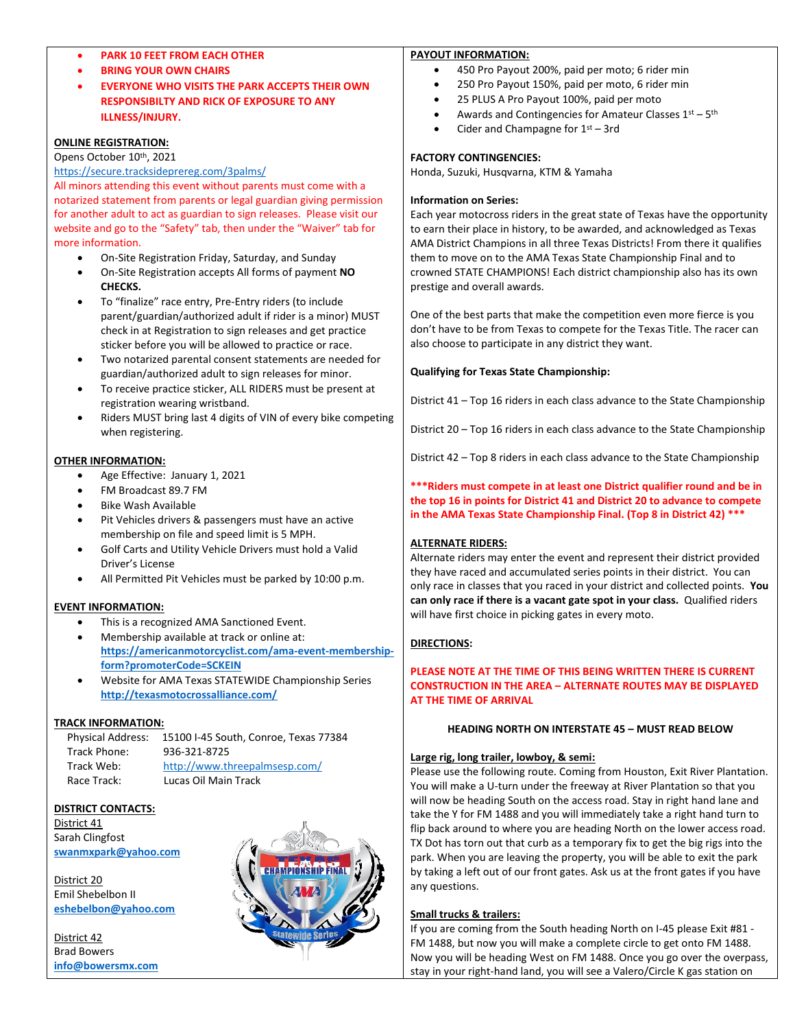- **PARK 10 FEET FROM EACH OTHER**
- **BRING YOUR OWN CHAIRS**
- **EVERYONE WHO VISITS THE PARK ACCEPTS THEIR OWN RESPONSIBILTY AND RICK OF EXPOSURE TO ANY ILLNESS/INJURY.**

**ONLINE REGISTRATION:**

Opens October 10th, 2021

https://secure.tracksideprereg.com/3palms/

All minors attending this event without parents must come with a notarized statement from parents or legal guardian giving permission for another adult to act as guardian to sign releases. Please visit our website and go to the "Safety" tab, then under the "Waiver" tab for more information.

- On-Site Registration Friday, Saturday, and Sunday
- On-Site Registration accepts All forms of payment **NO CHECKS.**
- To "finalize" race entry, Pre-Entry riders (to include parent/guardian/authorized adult if rider is a minor) MUST check in at Registration to sign releases and get practice sticker before you will be allowed to practice or race.
- Two notarized parental consent statements are needed for guardian/authorized adult to sign releases for minor.
- To receive practice sticker, ALL RIDERS must be present at registration wearing wristband.
- Riders MUST bring last 4 digits of VIN of every bike competing when registering.

**OTHER INFORMATION:**

- Age Effective: January 1, 2021
- FM Broadcast 89.7 FM
- Bike Wash Available
- Pit Vehicles drivers & passengers must have an active membership on file and speed limit is 5 MPH.
- Golf Carts and Utility Vehicle Drivers must hold a Valid Driver's License
- All Permitted Pit Vehicles must be parked by 10:00 p.m.

**EVENT INFORMATION:**

- This is a recognized AMA Sanctioned Event.
- Membership available at track or online at: **https://americanmotorcyclist.com/ama-event-membership-form?promoterCode=SCKEIN**
- Website for AMA Texas STATEWIDE Championship Series **http://texasmotocrossalliance.com/**

**TRACK INFORMATION:**

Physical Address: 15100 I-45 South, Conroe, Texas 77384
Track Phone: 936-321-8725
Track Web: http://www.threepalmsesp.com/
Race Track: Lucas Oil Main Track

**DISTRICT CONTACTS:**

District 41
Sarah Clingfost
**swanmxpark@yahoo.com**

District 20
Emil Shebelbon II
**eshebelbon@yahoo.com**

District 42
Brad Bowers
**info@bowersmx.com**

**PAYOUT INFORMATION:**

- 450 Pro Payout 200%, paid per moto; 6 rider min
- 250 Pro Payout 150%, paid per moto, 6 rider min
- 25 PLUS A Pro Payout 100%, paid per moto
- Awards and Contingencies for Amateur Classes 1st – 5th
- Cider and Champagne for 1st – 3rd

**FACTORY CONTINGENCIES:**

Honda, Suzuki, Husqvarna, KTM & Yamaha

**Information on Series:**

Each year motocross riders in the great state of Texas have the opportunity to earn their place in history, to be awarded, and acknowledged as Texas AMA District Champions in all three Texas Districts! From there it qualifies them to move on to the AMA Texas State Championship Final and to crowned STATE CHAMPIONS! Each district championship also has its own prestige and overall awards.

One of the best parts that make the competition even more fierce is you don't have to be from Texas to compete for the Texas Title. The racer can also choose to participate in any district they want.

**Qualifying for Texas State Championship:**

District 41 – Top 16 riders in each class advance to the State Championship

District 20 – Top 16 riders in each class advance to the State Championship

District 42 – Top 8 riders in each class advance to the State Championship

**\*\*\*Riders must compete in at least one District qualifier round and be in the top 16 in points for District 41 and District 20 to advance to compete in the AMA Texas State Championship Final. (Top 8 in District 42) \*\*\***

**ALTERNATE RIDERS:**

Alternate riders may enter the event and represent their district provided they have raced and accumulated series points in their district. You can only race in classes that you raced in your district and collected points. **You can only race if there is a vacant gate spot in your class.** Qualified riders will have first choice in picking gates in every moto.

**DIRECTIONS:**

**PLEASE NOTE AT THE TIME OF THIS BEING WRITTEN THERE IS CURRENT CONSTRUCTION IN THE AREA – ALTERNATE ROUTES MAY BE DISPLAYED AT THE TIME OF ARRIVAL**

**HEADING NORTH ON INTERSTATE 45 – MUST READ BELOW**

**Large rig, long trailer, lowboy, & semi:**

Please use the following route. Coming from Houston, Exit River Plantation. You will make a U-turn under the freeway at River Plantation so that you will now be heading South on the access road. Stay in right hand lane and take the Y for FM 1488 and you will immediately take a right hand turn to flip back around to where you are heading North on the lower access road. TX Dot has torn out that curb as a temporary fix to get the big rigs into the park. When you are leaving the property, you will be able to exit the park by taking a left out of our front gates. Ask us at the front gates if you have any questions.

**Small trucks & trailers:**

If you are coming from the South heading North on I-45 please Exit #81 - FM 1488, but now you will make a complete circle to get onto FM 1488. Now you will be heading West on FM 1488. Once you go over the overpass, stay in your right-hand land, you will see a Valero/Circle K gas station on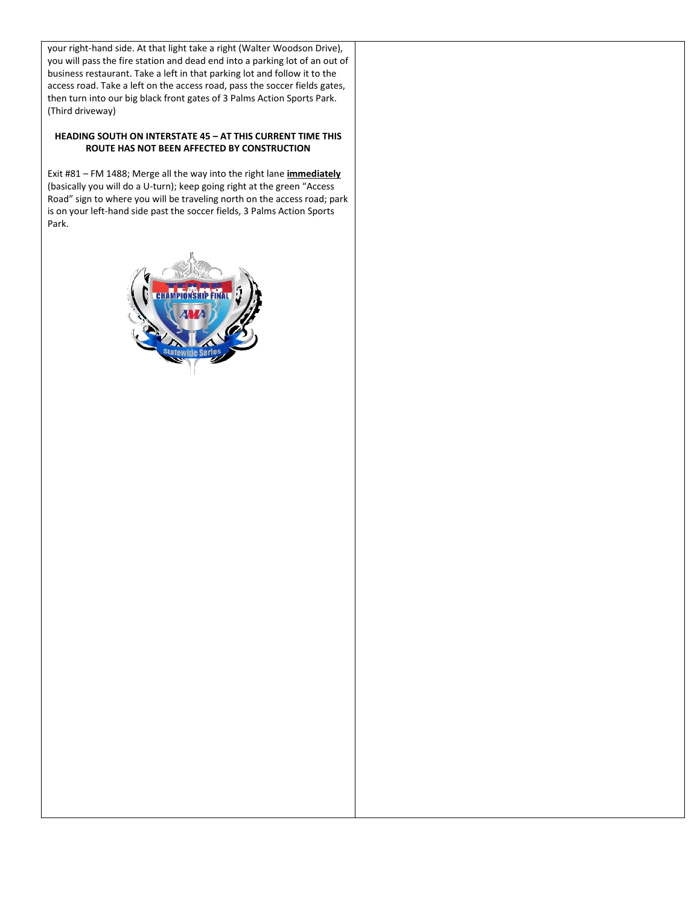your right-hand side. At that light take a right (Walter Woodson Drive), you will pass the fire station and dead end into a parking lot of an out of business restaurant. Take a left in that parking lot and follow it to the access road. Take a left on the access road, pass the soccer fields gates, then turn into our big black front gates of 3 Palms Action Sports Park. (Third driveway)

**HEADING SOUTH ON INTERSTATE 45 – AT THIS CURRENT TIME THIS ROUTE HAS NOT BEEN AFFECTED BY CONSTRUCTION**

Exit #81 – FM 1488; Merge all the way into the right lane **immediately** (basically you will do a U-turn); keep going right at the green "Access Road" sign to where you will be traveling north on the access road; park is on your left-hand side past the soccer fields, 3 Palms Action Sports Park.